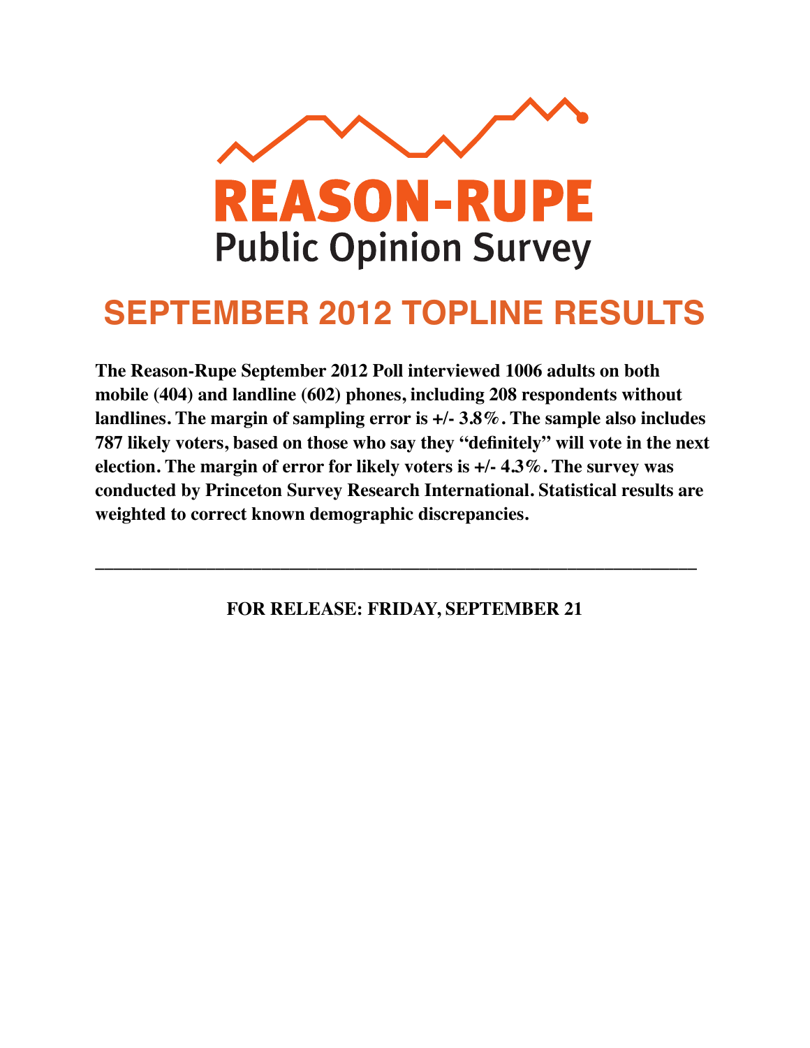# REASON-RUPE

## Public Opinion Survey

# SEPTEMBER 2012 TOPLINE RESULTS

**The Reason-Rupe September 2012 Poll interviewed 1006 adults on both mobile (404) and landline (602) phones, including 208 respondents without landlines. The margin of sampling error is +/- 3.8%. The sample also includes 787 likely voters, based on those who say they "definitely" will vote in the next election. The margin of error for likely voters is +/- 4.3%. The survey was conducted by Princeton Survey Research International. Statistical results are weighted to correct known demographic discrepancies.**

---

**FOR RELEASE: FRIDAY, SEPTEMBER 21**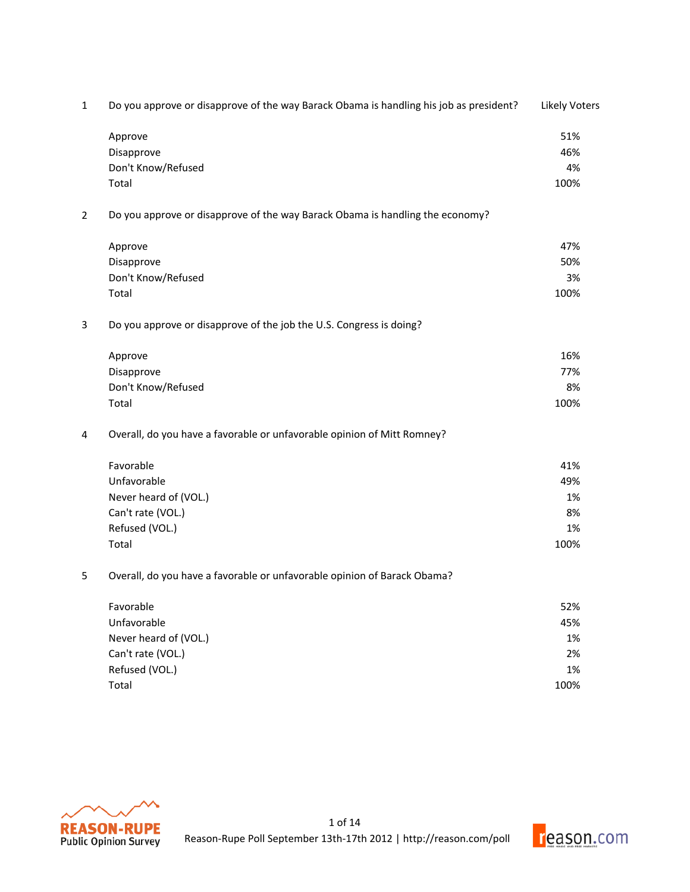1 Do you approve or disapprove of the way Barack Obama is handling his job as president?

| | Likely Voters |
|---|---|
| Approve | 51% |
| Disapprove | 46% |
| Don't Know/Refused | 4% |
| Total | 100% |

2 Do you approve or disapprove of the way Barack Obama is handling the economy?

| | Likely Voters |
|---|---|
| Approve | 47% |
| Disapprove | 50% |
| Don't Know/Refused | 3% |
| Total | 100% |

3 Do you approve or disapprove of the job the U.S. Congress is doing?

| | Likely Voters |
|---|---|
| Approve | 16% |
| Disapprove | 77% |
| Don't Know/Refused | 8% |
| Total | 100% |

4 Overall, do you have a favorable or unfavorable opinion of Mitt Romney?

| | Likely Voters |
|---|---|
| Favorable | 41% |
| Unfavorable | 49% |
| Never heard of (VOL.) | 1% |
| Can't rate (VOL.) | 8% |
| Refused (VOL.) | 1% |
| Total | 100% |

5 Overall, do you have a favorable or unfavorable opinion of Barack Obama?

| | Likely Voters |
|---|---|
| Favorable | 52% |
| Unfavorable | 45% |
| Never heard of (VOL.) | 1% |
| Can't rate (VOL.) | 2% |
| Refused (VOL.) | 1% |
| Total | 100% |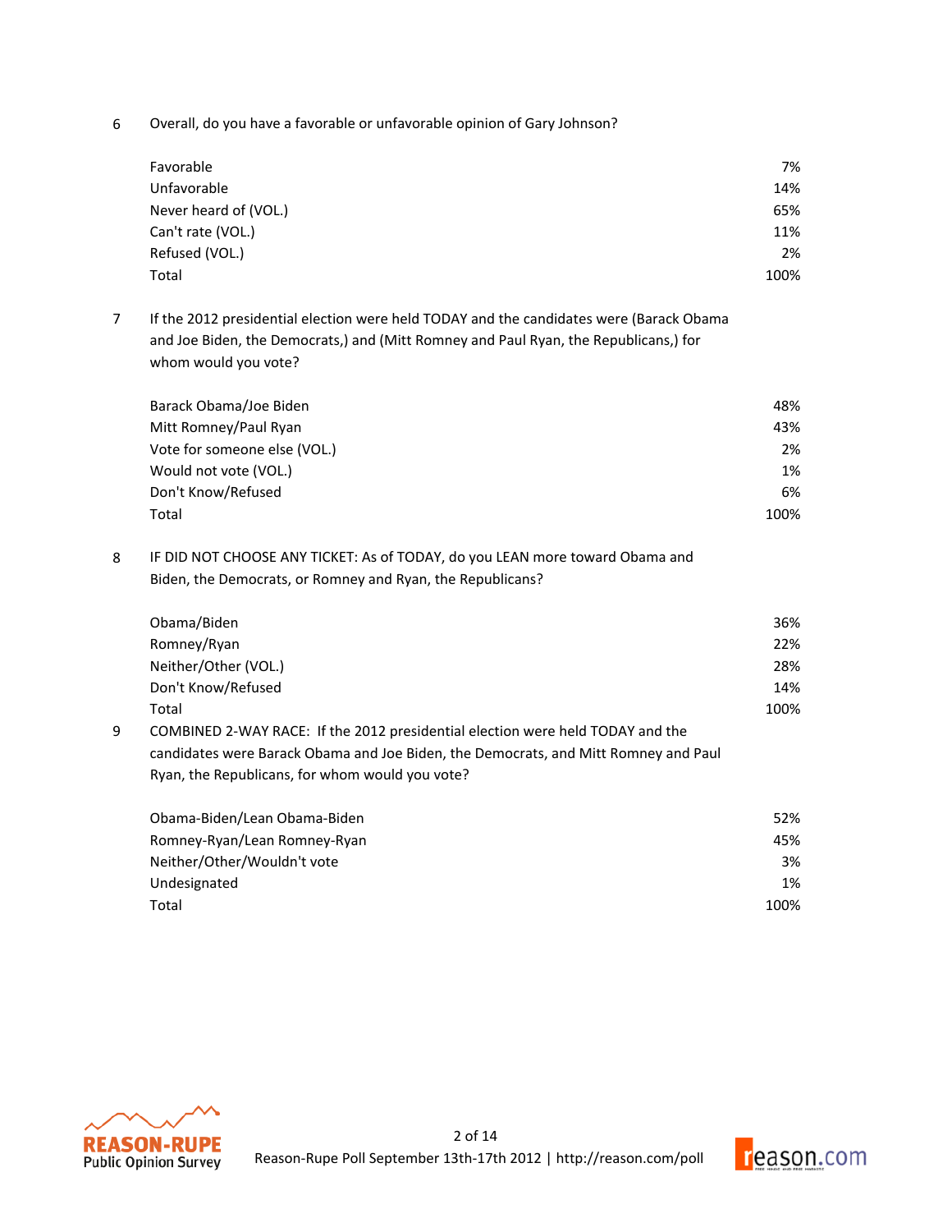6 Overall, do you have a favorable or unfavorable opinion of Gary Johnson?

| | |
|---|---|
| Favorable | 7% |
| Unfavorable | 14% |
| Never heard of (VOL.) | 65% |
| Can't rate (VOL.) | 11% |
| Refused (VOL.) | 2% |
| Total | 100% |

7 If the 2012 presidential election were held TODAY and the candidates were (Barack Obama and Joe Biden, the Democrats,) and (Mitt Romney and Paul Ryan, the Republicans,) for whom would you vote?

| | |
|---|---|
| Barack Obama/Joe Biden | 48% |
| Mitt Romney/Paul Ryan | 43% |
| Vote for someone else (VOL.) | 2% |
| Would not vote (VOL.) | 1% |
| Don't Know/Refused | 6% |
| Total | 100% |

8 IF DID NOT CHOOSE ANY TICKET: As of TODAY, do you LEAN more toward Obama and Biden, the Democrats, or Romney and Ryan, the Republicans?

| | |
|---|---|
| Obama/Biden | 36% |
| Romney/Ryan | 22% |
| Neither/Other (VOL.) | 28% |
| Don't Know/Refused | 14% |
| Total | 100% |

9 COMBINED 2-WAY RACE: If the 2012 presidential election were held TODAY and the candidates were Barack Obama and Joe Biden, the Democrats, and Mitt Romney and Paul Ryan, the Republicans, for whom would you vote?

| | |
|---|---|
| Obama-Biden/Lean Obama-Biden | 52% |
| Romney-Ryan/Lean Romney-Ryan | 45% |
| Neither/Other/Wouldn't vote | 3% |
| Undesignated | 1% |
| Total | 100% |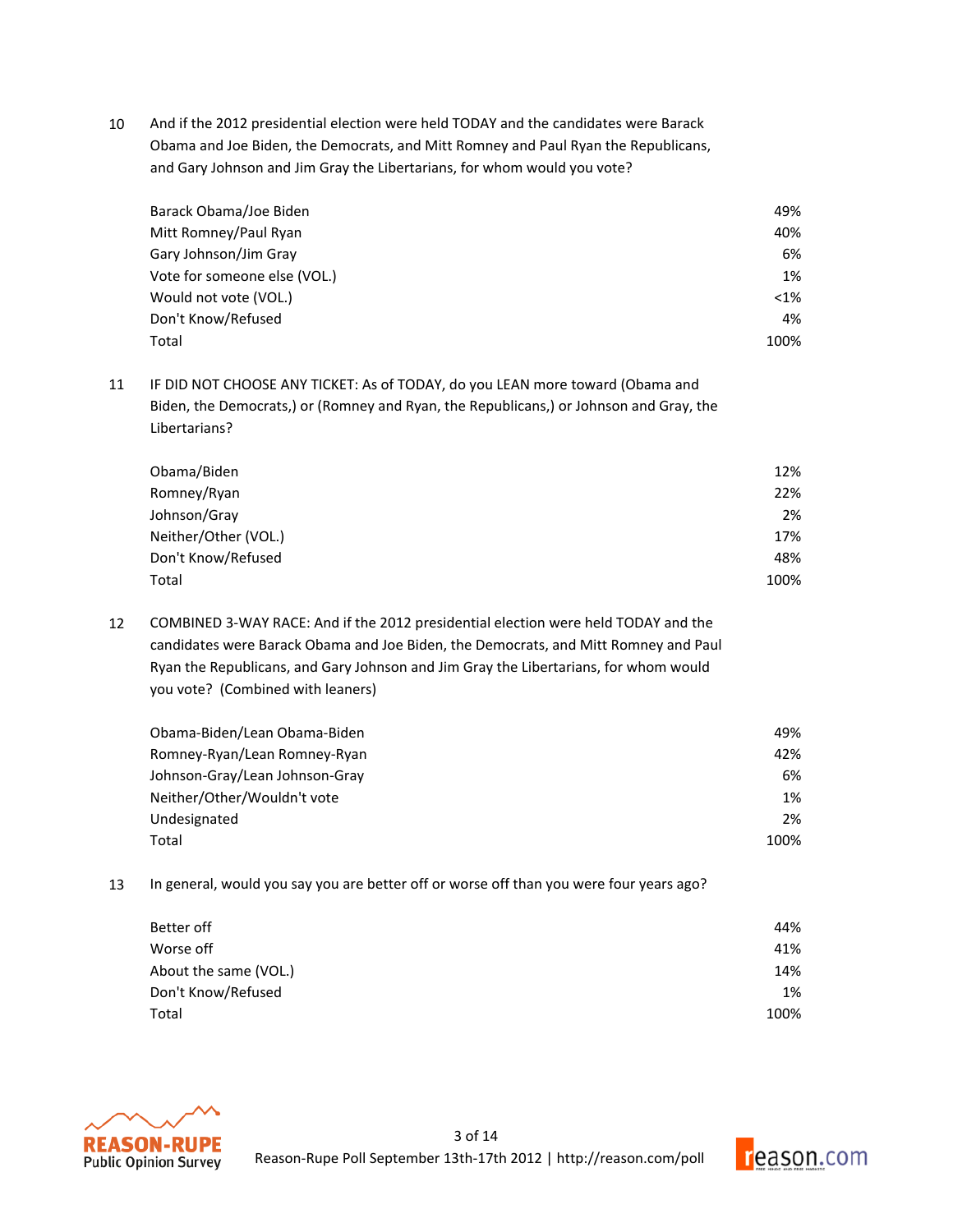10 And if the 2012 presidential election were held TODAY and the candidates were Barack Obama and Joe Biden, the Democrats, and Mitt Romney and Paul Ryan the Republicans, and Gary Johnson and Jim Gray the Libertarians, for whom would you vote?

| | |
|---|---|
| Barack Obama/Joe Biden | 49% |
| Mitt Romney/Paul Ryan | 40% |
| Gary Johnson/Jim Gray | 6% |
| Vote for someone else (VOL.) | 1% |
| Would not vote (VOL.) | <1% |
| Don't Know/Refused | 4% |
| Total | 100% |

11 IF DID NOT CHOOSE ANY TICKET: As of TODAY, do you LEAN more toward (Obama and Biden, the Democrats,) or (Romney and Ryan, the Republicans,) or Johnson and Gray, the Libertarians?

| | |
|---|---|
| Obama/Biden | 12% |
| Romney/Ryan | 22% |
| Johnson/Gray | 2% |
| Neither/Other (VOL.) | 17% |
| Don't Know/Refused | 48% |
| Total | 100% |

12 COMBINED 3-WAY RACE: And if the 2012 presidential election were held TODAY and the candidates were Barack Obama and Joe Biden, the Democrats, and Mitt Romney and Paul Ryan the Republicans, and Gary Johnson and Jim Gray the Libertarians, for whom would you vote? (Combined with leaners)

| | |
|---|---|
| Obama-Biden/Lean Obama-Biden | 49% |
| Romney-Ryan/Lean Romney-Ryan | 42% |
| Johnson-Gray/Lean Johnson-Gray | 6% |
| Neither/Other/Wouldn't vote | 1% |
| Undesignated | 2% |
| Total | 100% |

13 In general, would you say you are better off or worse off than you were four years ago?

| | |
|---|---|
| Better off | 44% |
| Worse off | 41% |
| About the same (VOL.) | 14% |
| Don't Know/Refused | 1% |
| Total | 100% |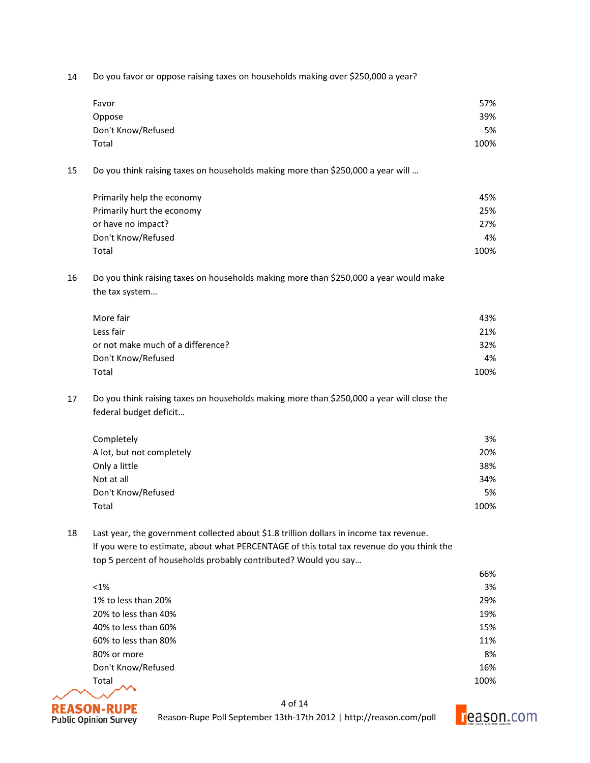14 Do you favor or oppose raising taxes on households making over $250,000 a year?

| | |
|---|---|
| Favor | 57% |
| Oppose | 39% |
| Don't Know/Refused | 5% |
| Total | 100% |

15 Do you think raising taxes on households making more than $250,000 a year will …

| | |
|---|---|
| Primarily help the economy | 45% |
| Primarily hurt the economy | 25% |
| or have no impact? | 27% |
| Don't Know/Refused | 4% |
| Total | 100% |

16 Do you think raising taxes on households making more than $250,000 a year would make the tax system…

| | |
|---|---|
| More fair | 43% |
| Less fair | 21% |
| or not make much of a difference? | 32% |
| Don't Know/Refused | 4% |
| Total | 100% |

17 Do you think raising taxes on households making more than $250,000 a year will close the federal budget deficit…

| | |
|---|---|
| Completely | 3% |
| A lot, but not completely | 20% |
| Only a little | 38% |
| Not at all | 34% |
| Don't Know/Refused | 5% |
| Total | 100% |

18 Last year, the government collected about $1.8 trillion dollars in income tax revenue. If you were to estimate, about what PERCENTAGE of this total tax revenue do you think the top 5 percent of households probably contributed? Would you say…

| | |
|---|---|
| | 66% |
| <1% | 3% |
| 1% to less than 20% | 29% |
| 20% to less than 40% | 19% |
| 40% to less than 60% | 15% |
| 60% to less than 80% | 11% |
| 80% or more | 8% |
| Don't Know/Refused | 16% |
| Total | 100% |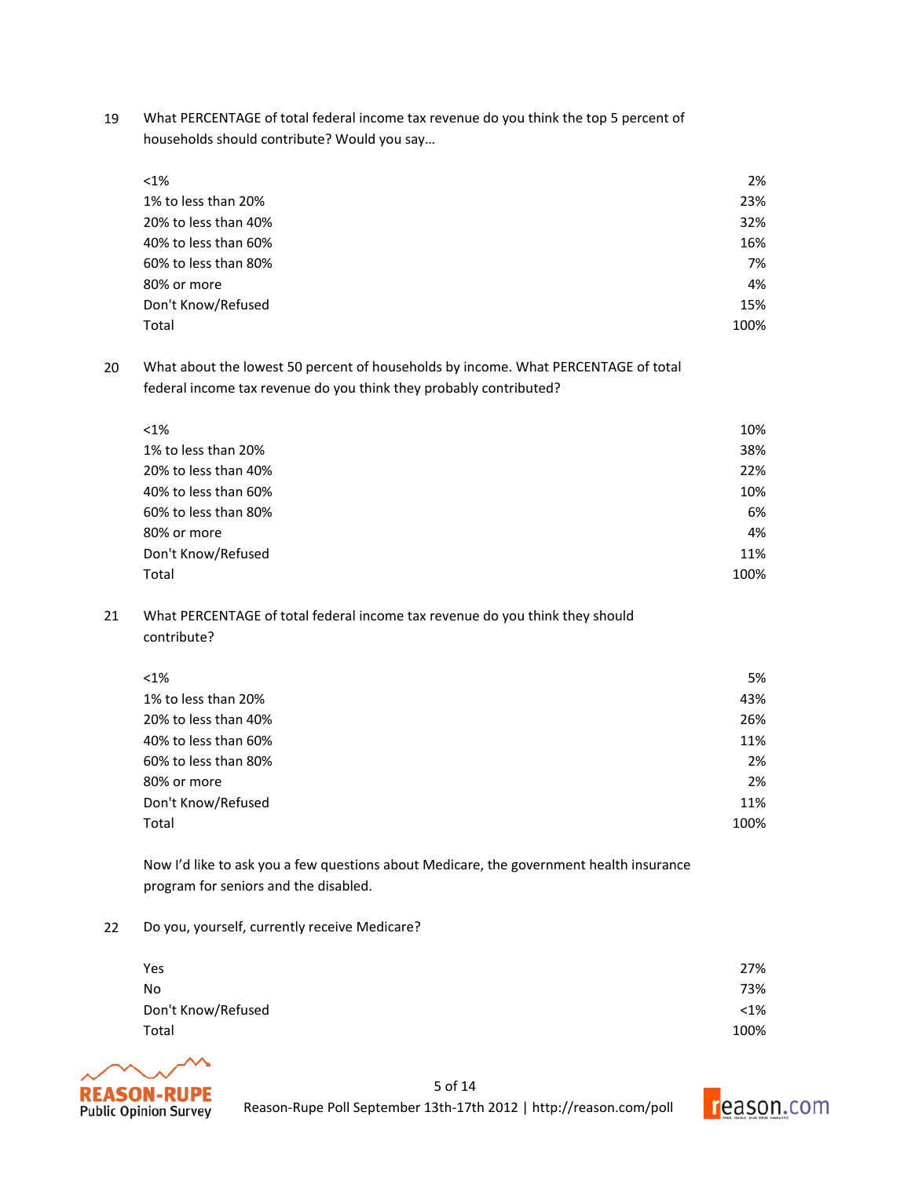19 What PERCENTAGE of total federal income tax revenue do you think the top 5 percent of households should contribute? Would you say…

| | |
|---|---|
| <1% | 2% |
| 1% to less than 20% | 23% |
| 20% to less than 40% | 32% |
| 40% to less than 60% | 16% |
| 60% to less than 80% | 7% |
| 80% or more | 4% |
| Don't Know/Refused | 15% |
| Total | 100% |

20 What about the lowest 50 percent of households by income. What PERCENTAGE of total federal income tax revenue do you think they probably contributed?

| | |
|---|---|
| <1% | 10% |
| 1% to less than 20% | 38% |
| 20% to less than 40% | 22% |
| 40% to less than 60% | 10% |
| 60% to less than 80% | 6% |
| 80% or more | 4% |
| Don't Know/Refused | 11% |
| Total | 100% |

21 What PERCENTAGE of total federal income tax revenue do you think they should contribute?

| | |
|---|---|
| <1% | 5% |
| 1% to less than 20% | 43% |
| 20% to less than 40% | 26% |
| 40% to less than 60% | 11% |
| 60% to less than 80% | 2% |
| 80% or more | 2% |
| Don't Know/Refused | 11% |
| Total | 100% |

Now I'd like to ask you a few questions about Medicare, the government health insurance program for seniors and the disabled.

22 Do you, yourself, currently receive Medicare?

| | |
|---|---|
| Yes | 27% |
| No | 73% |
| Don't Know/Refused | <1% |
| Total | 100% |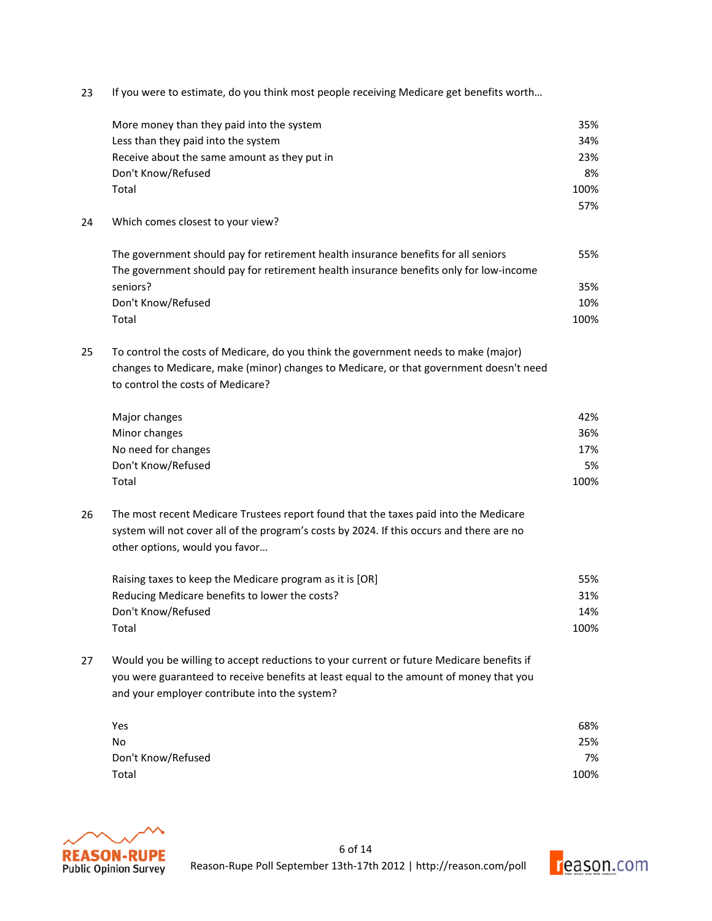23 If you were to estimate, do you think most people receiving Medicare get benefits worth…

| | |
|---|---|
| More money than they paid into the system | 35% |
| Less than they paid into the system | 34% |
| Receive about the same amount as they put in | 23% |
| Don't Know/Refused | 8% |
| Total | 100% |
| | 57% |

24 Which comes closest to your view?

| | |
|---|---|
| The government should pay for retirement health insurance benefits for all seniors | 55% |
| The government should pay for retirement health insurance benefits only for low-income seniors? | 35% |
| Don't Know/Refused | 10% |
| Total | 100% |

25 To control the costs of Medicare, do you think the government needs to make (major) changes to Medicare, make (minor) changes to Medicare, or that government doesn't need to control the costs of Medicare?

| | |
|---|---|
| Major changes | 42% |
| Minor changes | 36% |
| No need for changes | 17% |
| Don't Know/Refused | 5% |
| Total | 100% |

26 The most recent Medicare Trustees report found that the taxes paid into the Medicare system will not cover all of the program's costs by 2024. If this occurs and there are no other options, would you favor…

| | |
|---|---|
| Raising taxes to keep the Medicare program as it is [OR] | 55% |
| Reducing Medicare benefits to lower the costs? | 31% |
| Don't Know/Refused | 14% |
| Total | 100% |

27 Would you be willing to accept reductions to your current or future Medicare benefits if you were guaranteed to receive benefits at least equal to the amount of money that you and your employer contribute into the system?

| | |
|---|---|
| Yes | 68% |
| No | 25% |
| Don't Know/Refused | 7% |
| Total | 100% |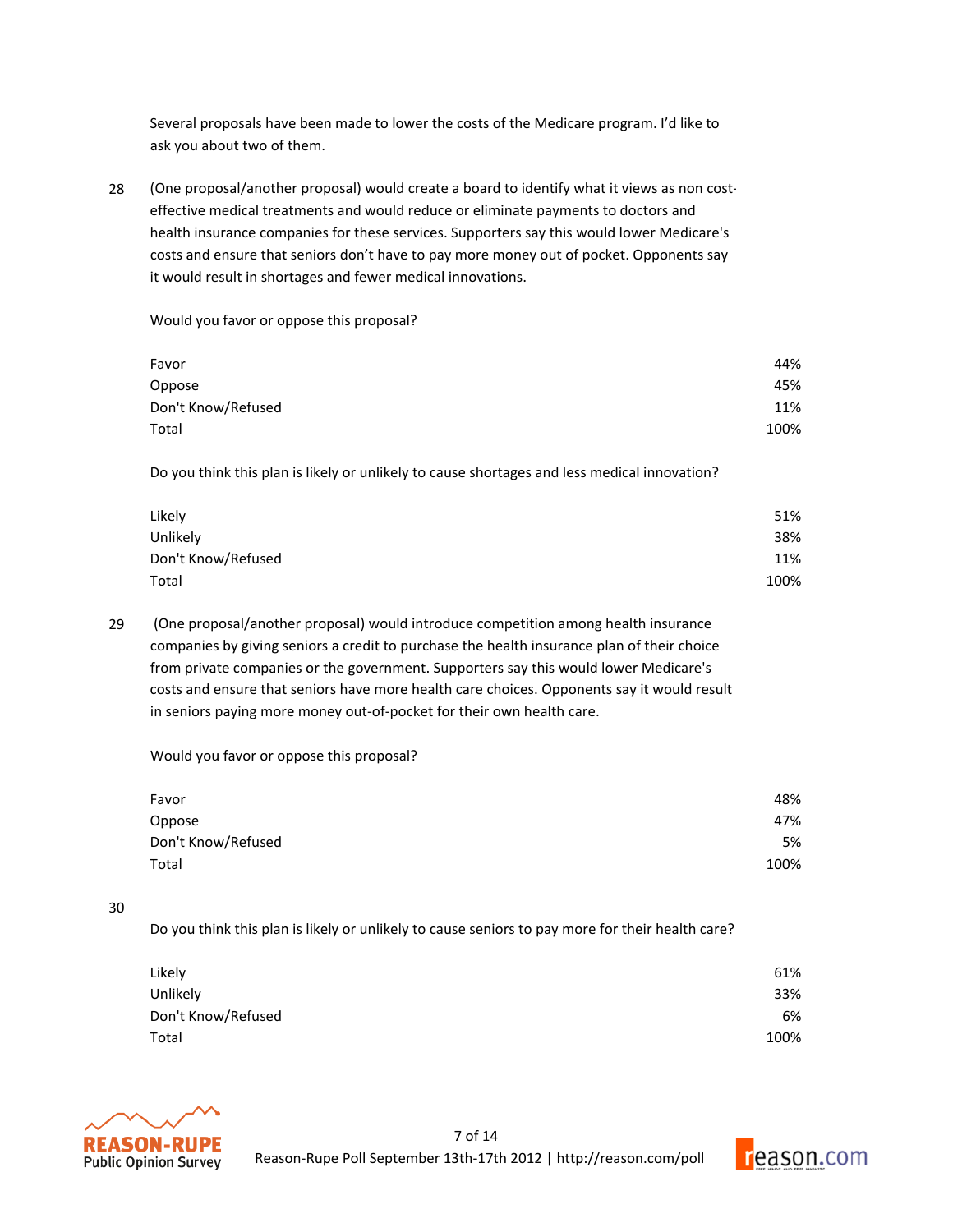Several proposals have been made to lower the costs of the Medicare program. I'd like to ask you about two of them.

28 (One proposal/another proposal) would create a board to identify what it views as non cost-effective medical treatments and would reduce or eliminate payments to doctors and health insurance companies for these services. Supporters say this would lower Medicare's costs and ensure that seniors don't have to pay more money out of pocket. Opponents say it would result in shortages and fewer medical innovations.

Would you favor or oppose this proposal?

| | |
|---|---|
| Favor | 44% |
| Oppose | 45% |
| Don't Know/Refused | 11% |
| Total | 100% |

Do you think this plan is likely or unlikely to cause shortages and less medical innovation?

| | |
|---|---|
| Likely | 51% |
| Unlikely | 38% |
| Don't Know/Refused | 11% |
| Total | 100% |

29 (One proposal/another proposal) would introduce competition among health insurance companies by giving seniors a credit to purchase the health insurance plan of their choice from private companies or the government. Supporters say this would lower Medicare's costs and ensure that seniors have more health care choices. Opponents say it would result in seniors paying more money out-of-pocket for their own health care.

Would you favor or oppose this proposal?

| | |
|---|---|
| Favor | 48% |
| Oppose | 47% |
| Don't Know/Refused | 5% |
| Total | 100% |

30

Do you think this plan is likely or unlikely to cause seniors to pay more for their health care?

| | |
|---|---|
| Likely | 61% |
| Unlikely | 33% |
| Don't Know/Refused | 6% |
| Total | 100% |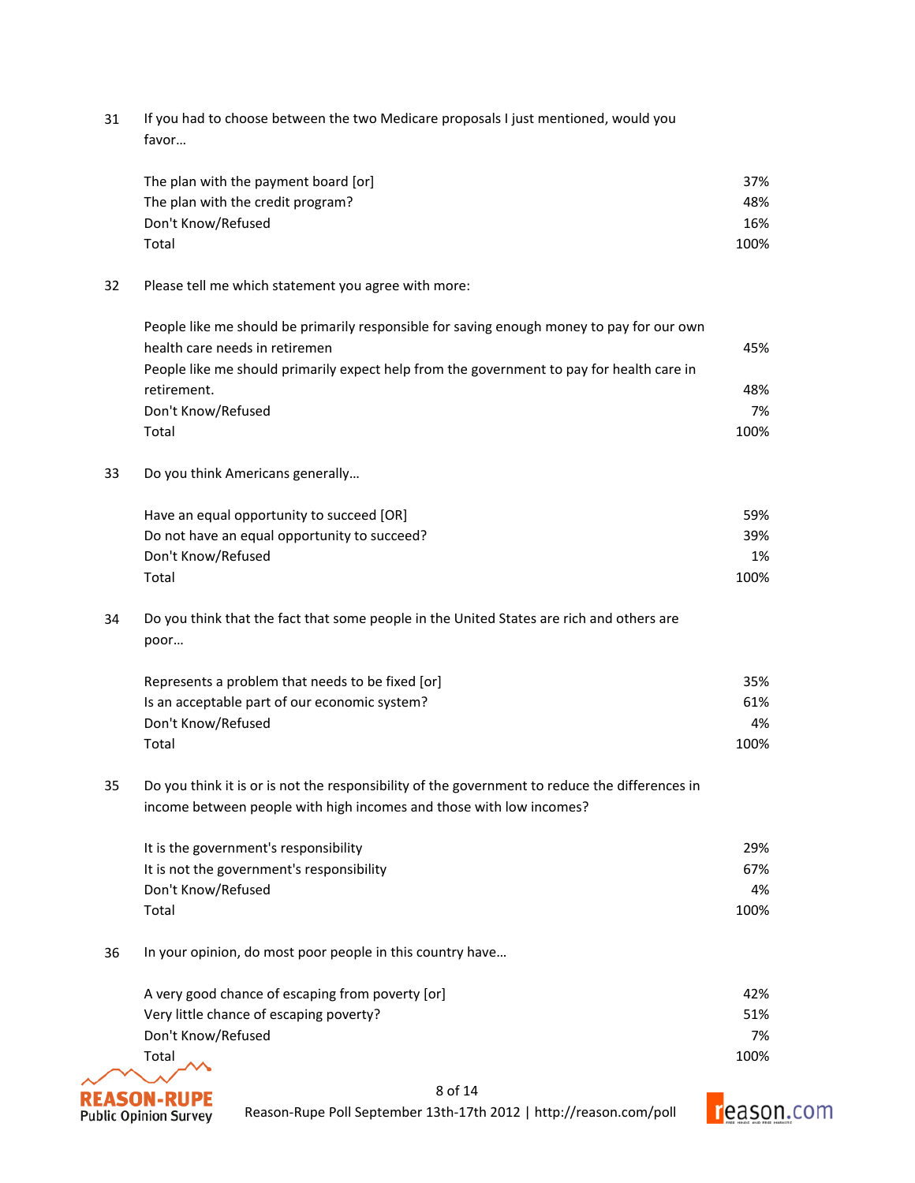31 If you had to choose between the two Medicare proposals I just mentioned, would you favor…

| | |
|---|---|
| The plan with the payment board [or] | 37% |
| The plan with the credit program? | 48% |
| Don't Know/Refused | 16% |
| Total | 100% |

32 Please tell me which statement you agree with more:

| | |
|---|---|
| People like me should be primarily responsible for saving enough money to pay for our own health care needs in retiremen | 45% |
| People like me should primarily expect help from the government to pay for health care in retirement. | 48% |
| Don't Know/Refused | 7% |
| Total | 100% |

33 Do you think Americans generally…

| | |
|---|---|
| Have an equal opportunity to succeed [OR] | 59% |
| Do not have an equal opportunity to succeed? | 39% |
| Don't Know/Refused | 1% |
| Total | 100% |

34 Do you think that the fact that some people in the United States are rich and others are poor…

| | |
|---|---|
| Represents a problem that needs to be fixed [or] | 35% |
| Is an acceptable part of our economic system? | 61% |
| Don't Know/Refused | 4% |
| Total | 100% |

35 Do you think it is or is not the responsibility of the government to reduce the differences in income between people with high incomes and those with low incomes?

| | |
|---|---|
| It is the government's responsibility | 29% |
| It is not the government's responsibility | 67% |
| Don't Know/Refused | 4% |
| Total | 100% |

36 In your opinion, do most poor people in this country have…

| | |
|---|---|
| A very good chance of escaping from poverty [or] | 42% |
| Very little chance of escaping poverty? | 51% |
| Don't Know/Refused | 7% |
| Total | 100% |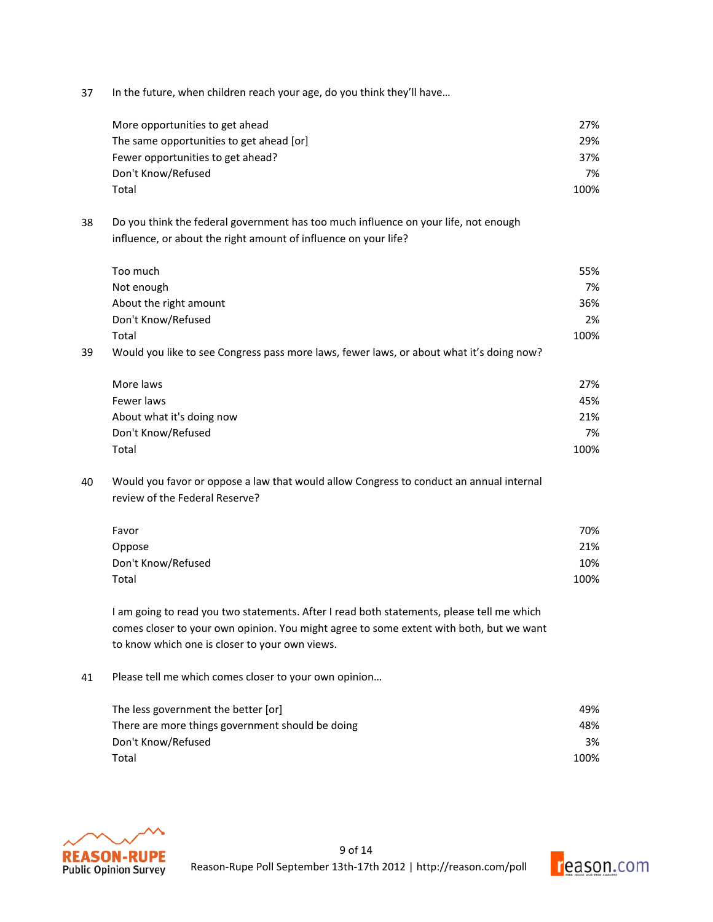37 In the future, when children reach your age, do you think they'll have…

| | |
|---|---|
| More opportunities to get ahead | 27% |
| The same opportunities to get ahead [or] | 29% |
| Fewer opportunities to get ahead? | 37% |
| Don't Know/Refused | 7% |
| Total | 100% |

38 Do you think the federal government has too much influence on your life, not enough influence, or about the right amount of influence on your life?

| | |
|---|---|
| Too much | 55% |
| Not enough | 7% |
| About the right amount | 36% |
| Don't Know/Refused | 2% |
| Total | 100% |

39 Would you like to see Congress pass more laws, fewer laws, or about what it's doing now?

| | |
|---|---|
| More laws | 27% |
| Fewer laws | 45% |
| About what it's doing now | 21% |
| Don't Know/Refused | 7% |
| Total | 100% |

40 Would you favor or oppose a law that would allow Congress to conduct an annual internal review of the Federal Reserve?

| | |
|---|---|
| Favor | 70% |
| Oppose | 21% |
| Don't Know/Refused | 10% |
| Total | 100% |

I am going to read you two statements. After I read both statements, please tell me which comes closer to your own opinion. You might agree to some extent with both, but we want to know which one is closer to your own views.

41 Please tell me which comes closer to your own opinion…

| | |
|---|---|
| The less government the better [or] | 49% |
| There are more things government should be doing | 48% |
| Don't Know/Refused | 3% |
| Total | 100% |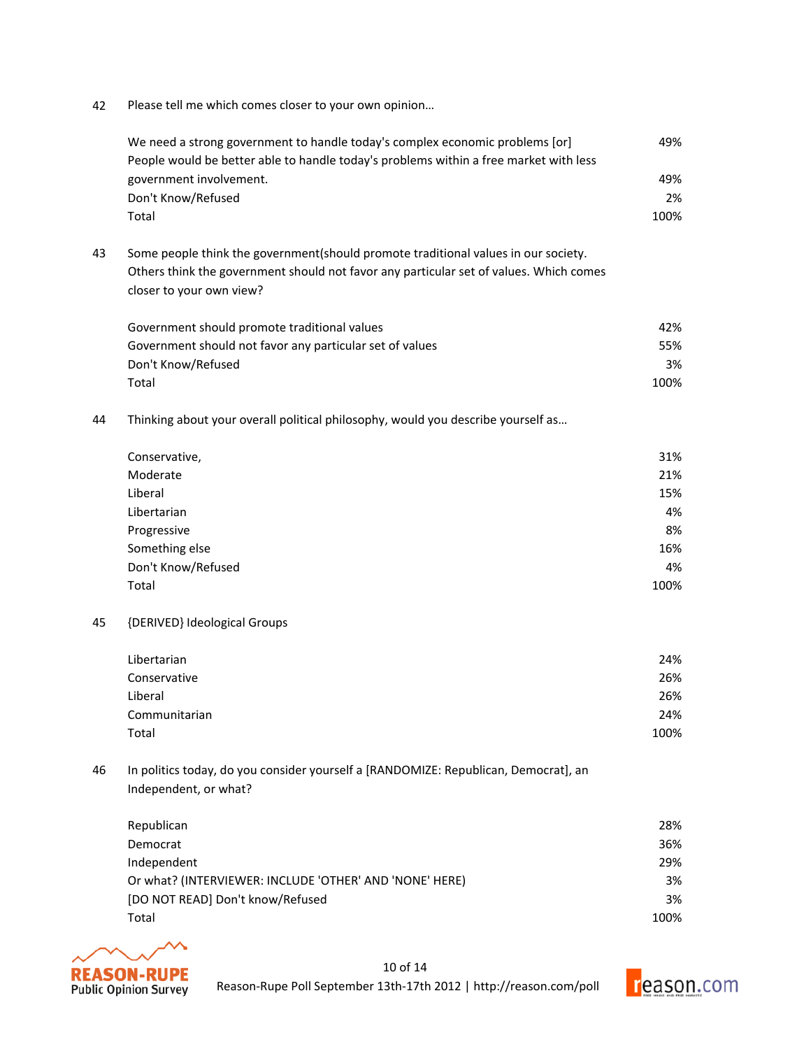42 Please tell me which comes closer to your own opinion…

| | |
|---|---|
| We need a strong government to handle today's complex economic problems [or] | 49% |
| People would be better able to handle today's problems within a free market with less government involvement. | 49% |
| Don't Know/Refused | 2% |
| Total | 100% |

43 Some people think the government(should promote traditional values in our society. Others think the government should not favor any particular set of values. Which comes closer to your own view?

| | |
|---|---|
| Government should promote traditional values | 42% |
| Government should not favor any particular set of values | 55% |
| Don't Know/Refused | 3% |
| Total | 100% |

44 Thinking about your overall political philosophy, would you describe yourself as…

| | |
|---|---|
| Conservative, | 31% |
| Moderate | 21% |
| Liberal | 15% |
| Libertarian | 4% |
| Progressive | 8% |
| Something else | 16% |
| Don't Know/Refused | 4% |
| Total | 100% |

45 {DERIVED} Ideological Groups

| | |
|---|---|
| Libertarian | 24% |
| Conservative | 26% |
| Liberal | 26% |
| Communitarian | 24% |
| Total | 100% |

46 In politics today, do you consider yourself a [RANDOMIZE: Republican, Democrat], an Independent, or what?

| | |
|---|---|
| Republican | 28% |
| Democrat | 36% |
| Independent | 29% |
| Or what? (INTERVIEWER: INCLUDE 'OTHER' AND 'NONE' HERE) | 3% |
| [DO NOT READ] Don't know/Refused | 3% |
| Total | 100% |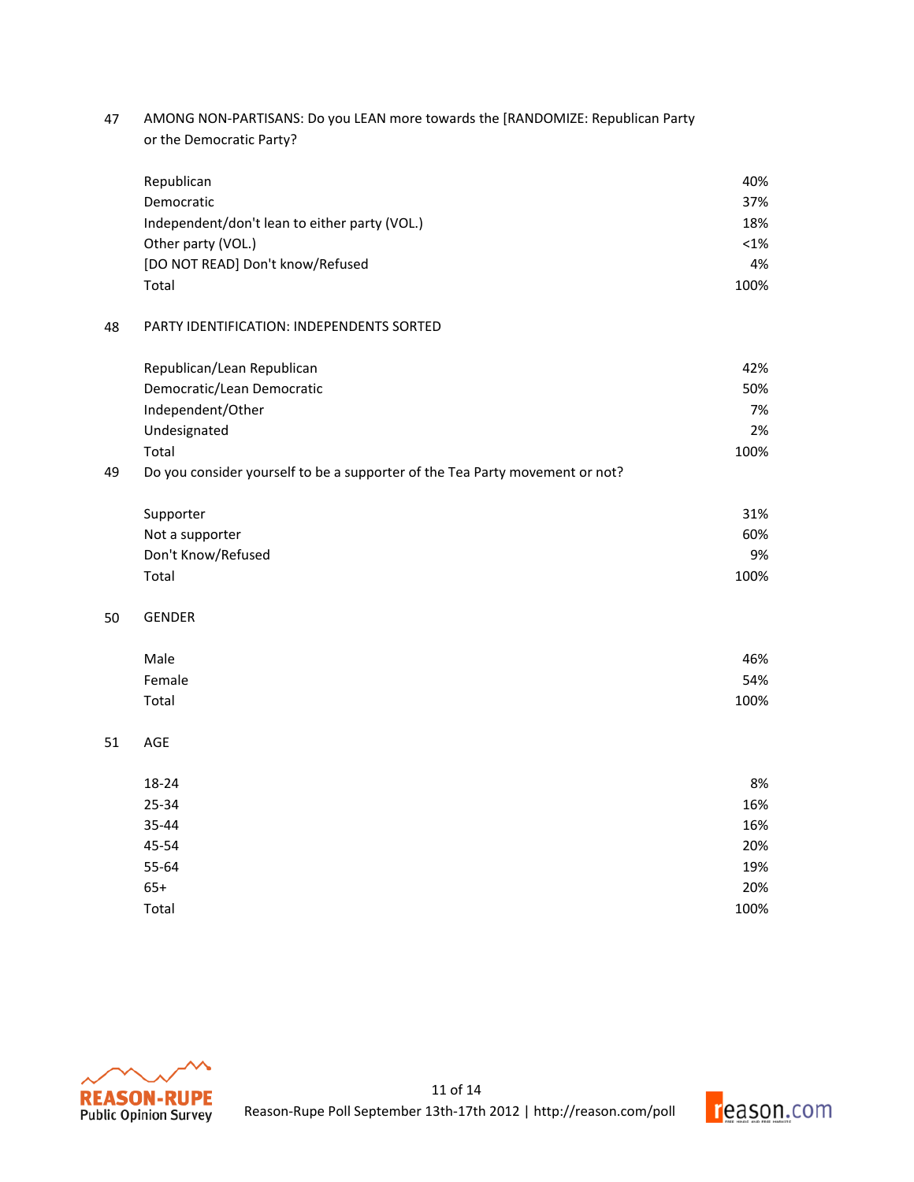47 AMONG NON-PARTISANS: Do you LEAN more towards the [RANDOMIZE: Republican Party or the Democratic Party?

| | |
|---|---|
| Republican | 40% |
| Democratic | 37% |
| Independent/don't lean to either party (VOL.) | 18% |
| Other party (VOL.) | <1% |
| [DO NOT READ] Don't know/Refused | 4% |
| Total | 100% |

48 PARTY IDENTIFICATION: INDEPENDENTS SORTED

| | |
|---|---|
| Republican/Lean Republican | 42% |
| Democratic/Lean Democratic | 50% |
| Independent/Other | 7% |
| Undesignated | 2% |
| Total | 100% |

49 Do you consider yourself to be a supporter of the Tea Party movement or not?

| | |
|---|---|
| Supporter | 31% |
| Not a supporter | 60% |
| Don't Know/Refused | 9% |
| Total | 100% |

50 GENDER

| | |
|---|---|
| Male | 46% |
| Female | 54% |
| Total | 100% |

51 AGE

| | |
|---|---|
| 18-24 | 8% |
| 25-34 | 16% |
| 35-44 | 16% |
| 45-54 | 20% |
| 55-64 | 19% |
| 65+ | 20% |
| Total | 100% |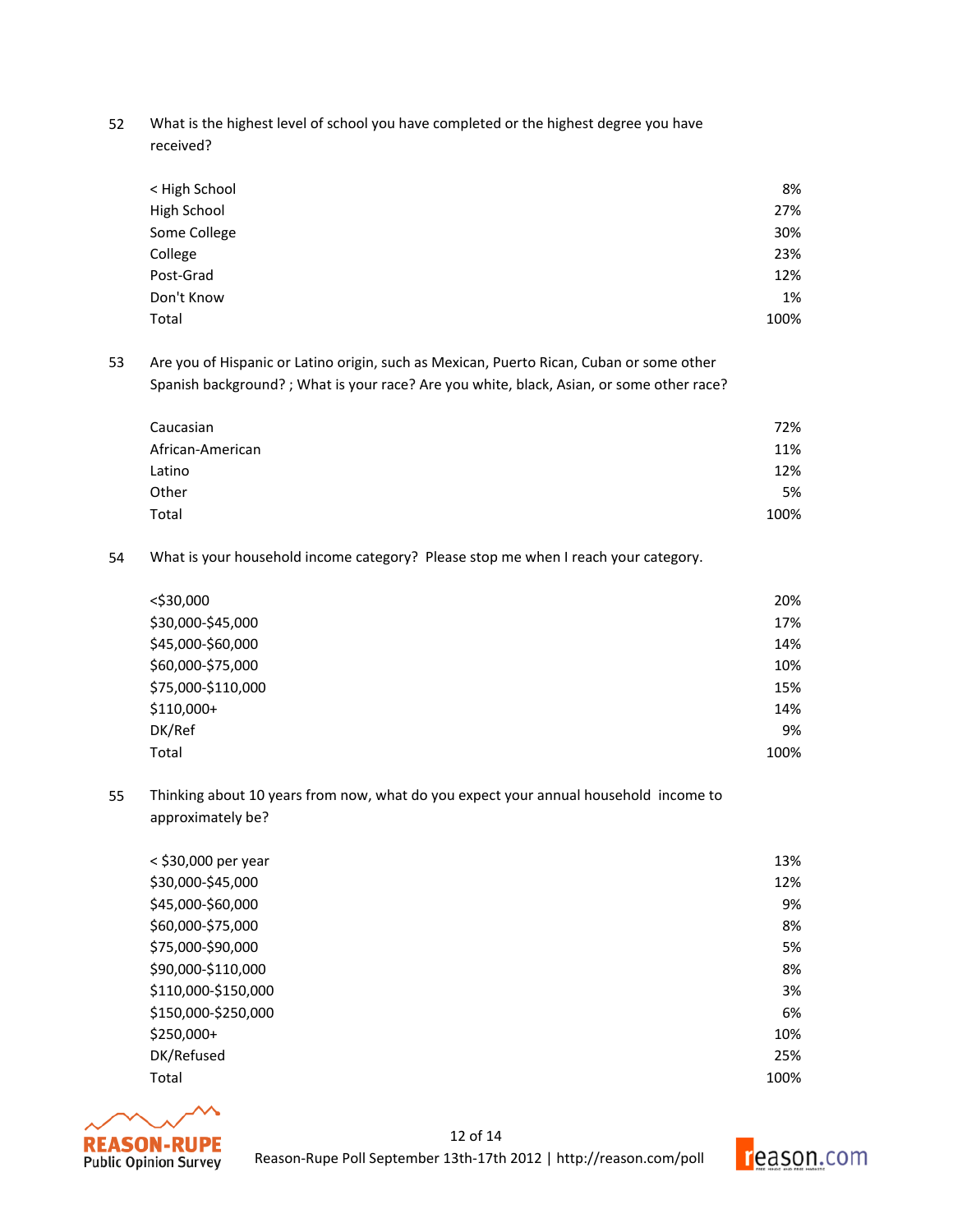52 What is the highest level of school you have completed or the highest degree you have received?

| | |
|---|---|
| < High School | 8% |
| High School | 27% |
| Some College | 30% |
| College | 23% |
| Post-Grad | 12% |
| Don't Know | 1% |
| Total | 100% |

53 Are you of Hispanic or Latino origin, such as Mexican, Puerto Rican, Cuban or some other Spanish background? ; What is your race? Are you white, black, Asian, or some other race?

| | |
|---|---|
| Caucasian | 72% |
| African-American | 11% |
| Latino | 12% |
| Other | 5% |
| Total | 100% |

54 What is your household income category? Please stop me when I reach your category.

| | |
|---|---|
| <$30,000 | 20% |
| $30,000-$45,000 | 17% |
| $45,000-$60,000 | 14% |
| $60,000-$75,000 | 10% |
| $75,000-$110,000 | 15% |
| $110,000+ | 14% |
| DK/Ref | 9% |
| Total | 100% |

55 Thinking about 10 years from now, what do you expect your annual household income to approximately be?

| | |
|---|---|
| < $30,000 per year | 13% |
| $30,000-$45,000 | 12% |
| $45,000-$60,000 | 9% |
| $60,000-$75,000 | 8% |
| $75,000-$90,000 | 5% |
| $90,000-$110,000 | 8% |
| $110,000-$150,000 | 3% |
| $150,000-$250,000 | 6% |
| $250,000+ | 10% |
| DK/Refused | 25% |
| Total | 100% |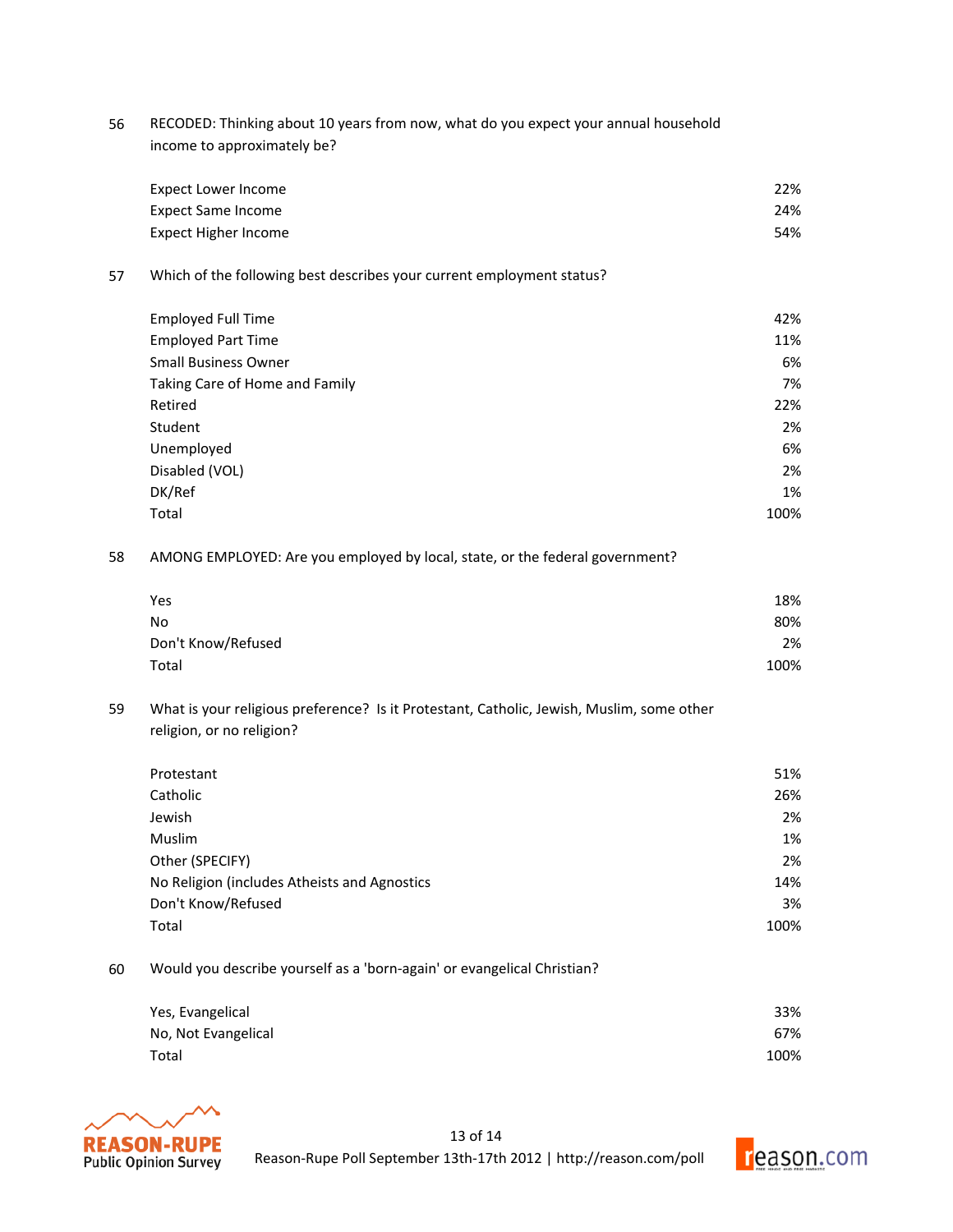56 RECODED: Thinking about 10 years from now, what do you expect your annual household income to approximately be?

| | |
|---|---|
| Expect Lower Income | 22% |
| Expect Same Income | 24% |
| Expect Higher Income | 54% |

57 Which of the following best describes your current employment status?

| | |
|---|---|
| Employed Full Time | 42% |
| Employed Part Time | 11% |
| Small Business Owner | 6% |
| Taking Care of Home and Family | 7% |
| Retired | 22% |
| Student | 2% |
| Unemployed | 6% |
| Disabled (VOL) | 2% |
| DK/Ref | 1% |
| Total | 100% |

58 AMONG EMPLOYED: Are you employed by local, state, or the federal government?

| | |
|---|---|
| Yes | 18% |
| No | 80% |
| Don't Know/Refused | 2% |
| Total | 100% |

59 What is your religious preference? Is it Protestant, Catholic, Jewish, Muslim, some other religion, or no religion?

| | |
|---|---|
| Protestant | 51% |
| Catholic | 26% |
| Jewish | 2% |
| Muslim | 1% |
| Other (SPECIFY) | 2% |
| No Religion (includes Atheists and Agnostics | 14% |
| Don't Know/Refused | 3% |
| Total | 100% |

60 Would you describe yourself as a 'born-again' or evangelical Christian?

| | |
|---|---|
| Yes, Evangelical | 33% |
| No, Not Evangelical | 67% |
| Total | 100% |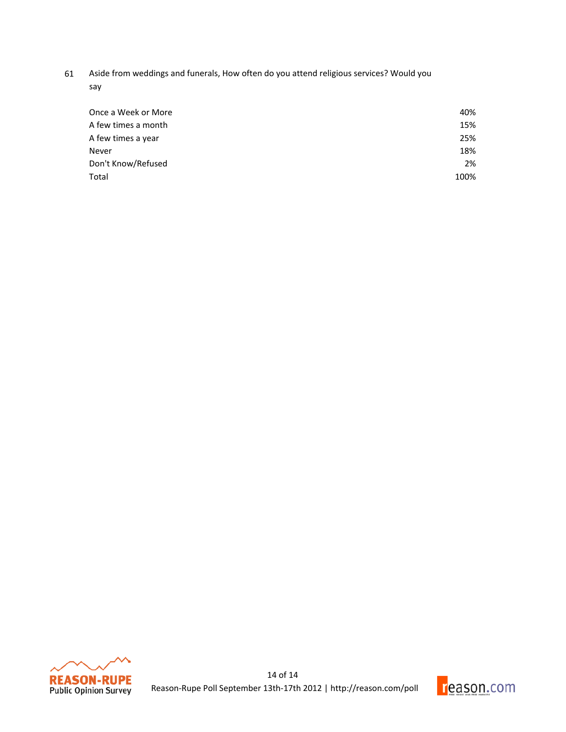61 Aside from weddings and funerals, How often do you attend religious services? Would you say

| | |
|---|---|
| Once a Week or More | 40% |
| A few times a month | 15% |
| A few times a year | 25% |
| Never | 18% |
| Don't Know/Refused | 2% |
| Total | 100% |